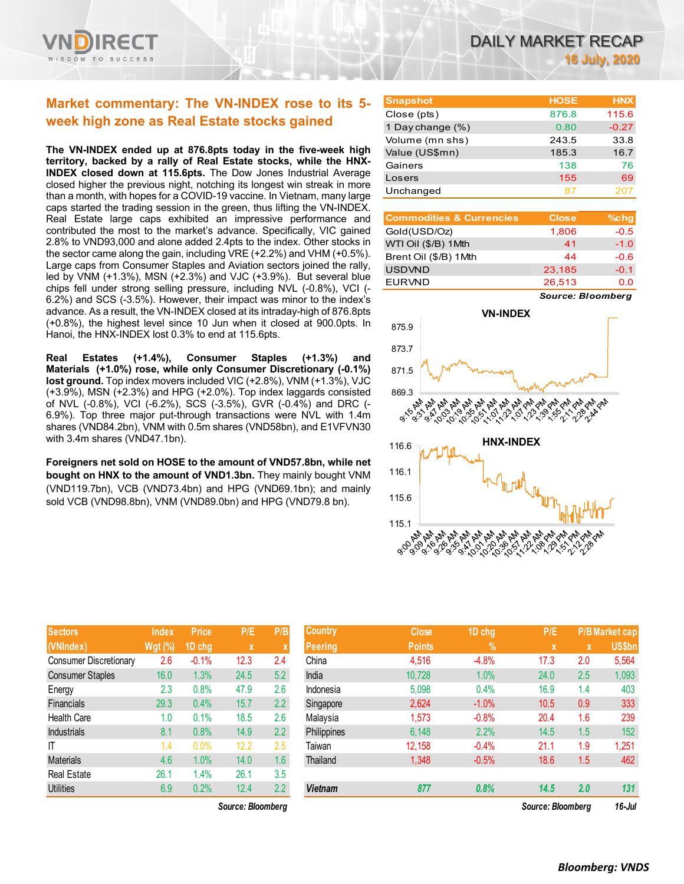# DAILY MARKET RECAP

16 July, 2020

## Market commentary: The VN-INDEX rose to its 5-week high zone as Real Estate stocks gained

**The VN-INDEX ended up at 876.8pts today in the five-week high territory, backed by a rally of Real Estate stocks, while the HNX-INDEX closed down at 115.6pts.** The Dow Jones Industrial Average closed higher the previous night, notching its longest win streak in more than a month, with hopes for a COVID-19 vaccine. In Vietnam, many large caps started the trading session in the green, thus lifting the VN-INDEX. Real Estate large caps exhibited an impressive performance and contributed the most to the market's advance. Specifically, VIC gained 2.8% to VND93,000 and alone added 2.4pts to the index. Other stocks in the sector came along the gain, including VRE (+2.2%) and VHM (+0.5%). Large caps from Consumer Staples and Aviation sectors joined the rally, led by VNM (+1.3%), MSN (+2.3%) and VJC (+3.9%). But several blue chips fell under strong selling pressure, including NVL (-0.8%), VCI (-6.2%) and SCS (-3.5%). However, their impact was minor to the index's advance. As a result, the VN-INDEX closed at its intraday-high of 876.8pts (+0.8%), the highest level since 10 Jun when it closed at 900.0pts. In Hanoi, the HNX-INDEX lost 0.3% to end at 115.6pts.

**Real Estates (+1.4%), Consumer Staples (+1.3%) and Materials (+1.0%) rose, while only Consumer Discretionary (-0.1%) lost ground.** Top index movers included VIC (+2.8%), VNM (+1.3%), VJC (+3.9%), MSN (+2.3%) and HPG (+2.0%). Top index laggards consisted of NVL (-0.8%), VCI (-6.2%), SCS (-3.5%), GVR (-0.4%) and DRC (-6.9%). Top three major put-through transactions were NVL with 1.4m shares (VND84.2bn), VNM with 0.5m shares (VND58bn), and E1VFVN30 with 3.4m shares (VND47.1bn).

**Foreigners net sold on HOSE to the amount of VND57.8bn, while net bought on HNX to the amount of VND1.3bn.** They mainly bought VNM (VND119.7bn), VCB (VND73.4bn) and HPG (VND69.1bn); and mainly sold VCB (VND98.8bn), VNM (VND89.0bn) and HPG (VND79.8 bn).

| Snapshot | HOSE | HNX |
|---|---|---|
| Close (pts) | 876.8 | 115.6 |
| 1 Day change (%) | 0.80 | -0.27 |
| Volume (mn shs) | 243.5 | 33.8 |
| Value (US$mn) | 185.3 | 16.7 |
| Gainers | 138 | 76 |
| Losers | 155 | 69 |
| Unchanged | 87 | 207 |

| Commodities & Currencies | Close | %chg |
|---|---|---|
| Gold(USD/Oz) | 1,806 | -0.5 |
| WTI Oil ($/B) 1Mth | 41 | -1.0 |
| Brent Oil ($/B) 1Mth | 44 | -0.6 |
| USDVND | 23,185 | -0.1 |
| EURVND | 26,513 | 0.0 |

*Source: Bloomberg*

| Sectors (VNIndex) | Index Wgt (%) | Price 1D chg | P/E x | P/B x |
|---|---|---|---|---|
| Consumer Discretionary | 2.6 | -0.1% | 12.3 | 2.4 |
| Consumer Staples | 16.0 | 1.3% | 24.5 | 5.2 |
| Energy | 2.3 | 0.8% | 47.9 | 2.6 |
| Financials | 29.3 | 0.4% | 15.7 | 2.2 |
| Health Care | 1.0 | 0.1% | 18.5 | 2.6 |
| Industrials | 8.1 | 0.8% | 14.9 | 2.2 |
| IT | 1.4 | 0.0% | 12.2 | 2.5 |
| Materials | 4.6 | 1.0% | 14.0 | 1.6 |
| Real Estate | 26.1 | 1.4% | 26.1 | 3.5 |
| Utilities | 6.9 | 0.2% | 12.4 | 2.2 |

*Source: Bloomberg*

| Country Peering | Close Points | 1D chg % | P/E x | P/B x | Market cap US$bn |
|---|---|---|---|---|---|
| China | 4,516 | -4.8% | 17.3 | 2.0 | 5,564 |
| India | 10,728 | 1.0% | 24.0 | 2.5 | 1,093 |
| Indonesia | 5,098 | 0.4% | 16.9 | 1.4 | 403 |
| Singapore | 2,624 | -1.0% | 10.5 | 0.9 | 333 |
| Malaysia | 1,573 | -0.8% | 20.4 | 1.6 | 239 |
| Philippines | 6,148 | 2.2% | 14.5 | 1.5 | 152 |
| Taiwan | 12,158 | -0.4% | 21.1 | 1.9 | 1,251 |
| Thailand | 1,348 | -0.5% | 18.6 | 1.5 | 462 |
| **Vietnam** | **877** | **0.8%** | **14.5** | **2.0** | **131** |

*Source: Bloomberg* 16-Jul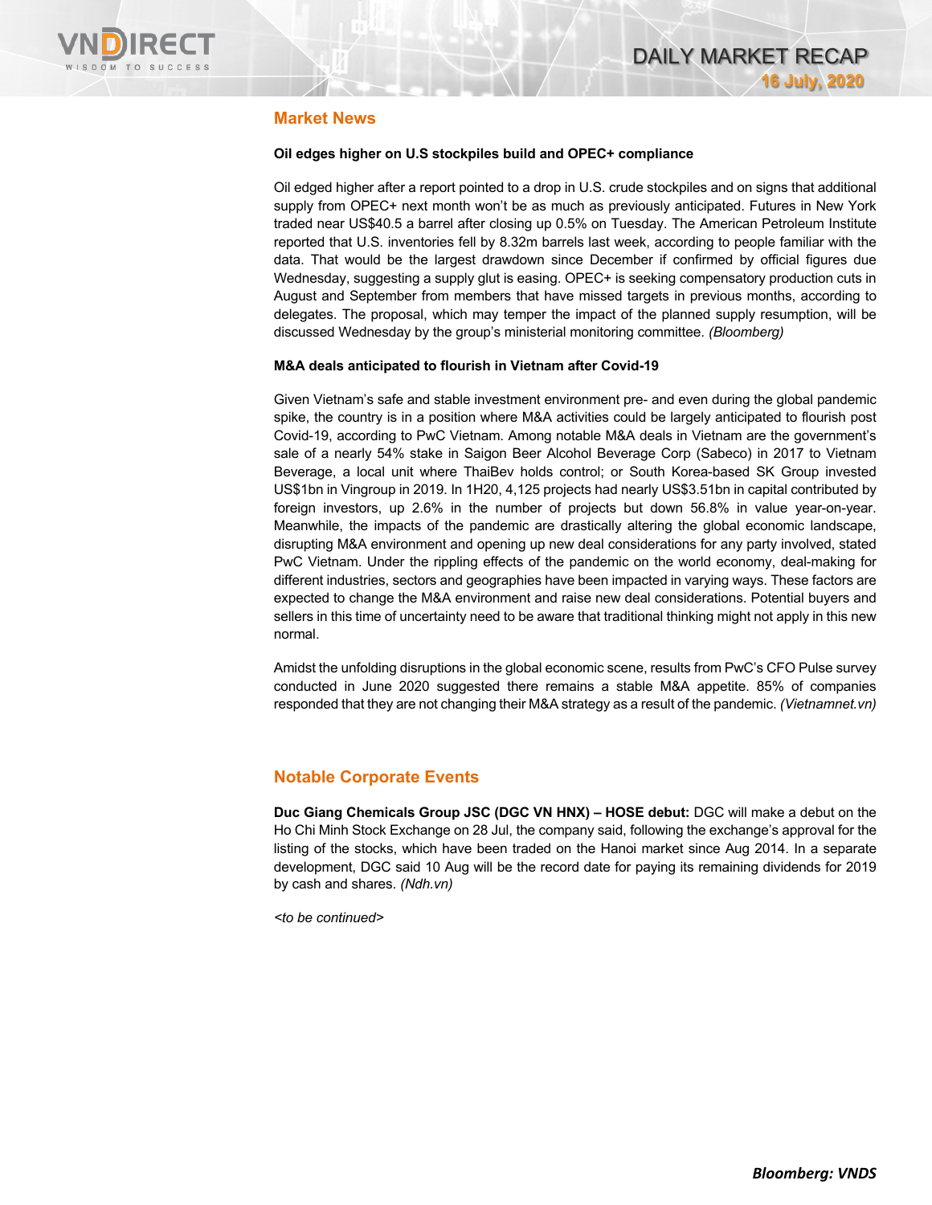## Market News

**Oil edges higher on U.S stockpiles build and OPEC+ compliance**

Oil edged higher after a report pointed to a drop in U.S. crude stockpiles and on signs that additional supply from OPEC+ next month won't be as much as previously anticipated. Futures in New York traded near US$40.5 a barrel after closing up 0.5% on Tuesday. The American Petroleum Institute reported that U.S. inventories fell by 8.32m barrels last week, according to people familiar with the data. That would be the largest drawdown since December if confirmed by official figures due Wednesday, suggesting a supply glut is easing. OPEC+ is seeking compensatory production cuts in August and September from members that have missed targets in previous months, according to delegates. The proposal, which may temper the impact of the planned supply resumption, will be discussed Wednesday by the group's ministerial monitoring committee. *(Bloomberg)*

**M&A deals anticipated to flourish in Vietnam after Covid-19**

Given Vietnam's safe and stable investment environment pre- and even during the global pandemic spike, the country is in a position where M&A activities could be largely anticipated to flourish post Covid-19, according to PwC Vietnam. Among notable M&A deals in Vietnam are the government's sale of a nearly 54% stake in Saigon Beer Alcohol Beverage Corp (Sabeco) in 2017 to Vietnam Beverage, a local unit where ThaiBev holds control; or South Korea-based SK Group invested US$1bn in Vingroup in 2019. In 1H20, 4,125 projects had nearly US$3.51bn in capital contributed by foreign investors, up 2.6% in the number of projects but down 56.8% in value year-on-year. Meanwhile, the impacts of the pandemic are drastically altering the global economic landscape, disrupting M&A environment and opening up new deal considerations for any party involved, stated PwC Vietnam. Under the rippling effects of the pandemic on the world economy, deal-making for different industries, sectors and geographies have been impacted in varying ways. These factors are expected to change the M&A environment and raise new deal considerations. Potential buyers and sellers in this time of uncertainty need to be aware that traditional thinking might not apply in this new normal.

Amidst the unfolding disruptions in the global economic scene, results from PwC's CFO Pulse survey conducted in June 2020 suggested there remains a stable M&A appetite. 85% of companies responded that they are not changing their M&A strategy as a result of the pandemic. *(Vietnamnet.vn)*

## Notable Corporate Events

**Duc Giang Chemicals Group JSC (DGC VN HNX) – HOSE debut:** DGC will make a debut on the Ho Chi Minh Stock Exchange on 28 Jul, the company said, following the exchange's approval for the listing of the stocks, which have been traded on the Hanoi market since Aug 2014. In a separate development, DGC said 10 Aug will be the record date for paying its remaining dividends for 2019 by cash and shares. *(Ndh.vn)*

*<to be continued>*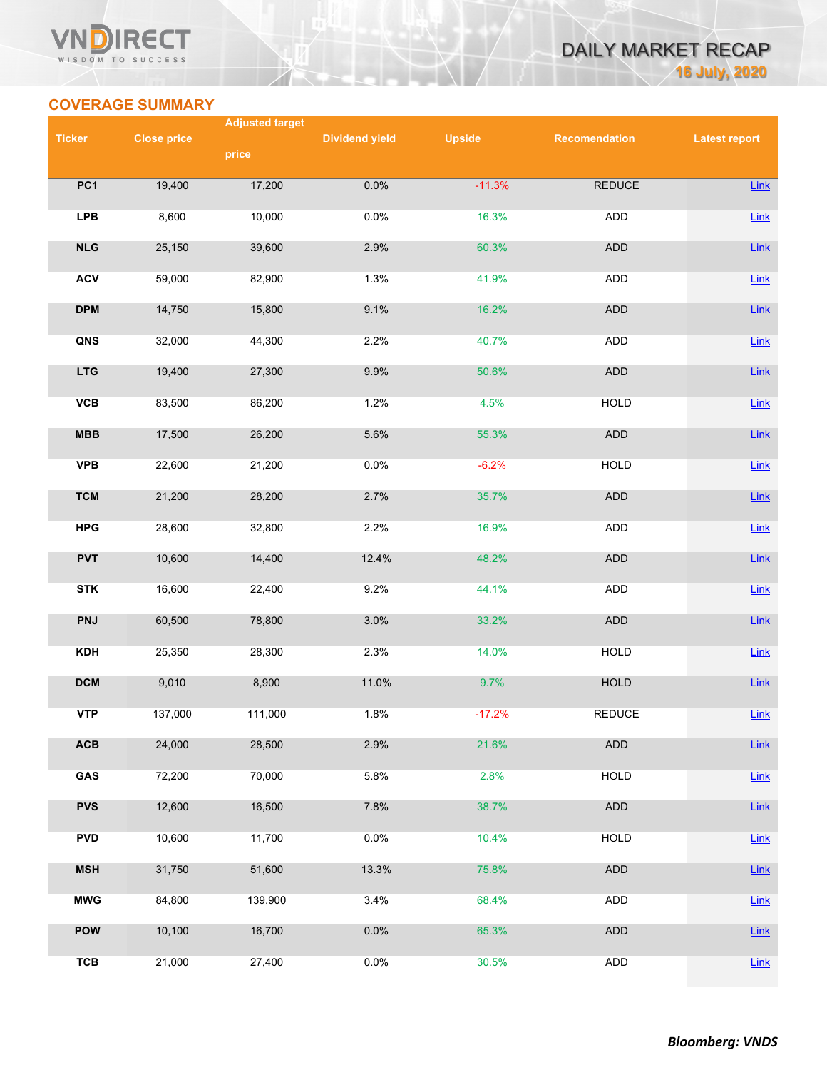## COVERAGE SUMMARY

| Ticker | Close price | Adjusted target price | Dividend yield | Upside | Recomendation | Latest report |
|---|---|---|---|---|---|---|
| PC1 | 19,400 | 17,200 | 0.0% | -11.3% | REDUCE | Link |
| LPB | 8,600 | 10,000 | 0.0% | 16.3% | ADD | Link |
| NLG | 25,150 | 39,600 | 2.9% | 60.3% | ADD | Link |
| ACV | 59,000 | 82,900 | 1.3% | 41.9% | ADD | Link |
| DPM | 14,750 | 15,800 | 9.1% | 16.2% | ADD | Link |
| QNS | 32,000 | 44,300 | 2.2% | 40.7% | ADD | Link |
| LTG | 19,400 | 27,300 | 9.9% | 50.6% | ADD | Link |
| VCB | 83,500 | 86,200 | 1.2% | 4.5% | HOLD | Link |
| MBB | 17,500 | 26,200 | 5.6% | 55.3% | ADD | Link |
| VPB | 22,600 | 21,200 | 0.0% | -6.2% | HOLD | Link |
| TCM | 21,200 | 28,200 | 2.7% | 35.7% | ADD | Link |
| HPG | 28,600 | 32,800 | 2.2% | 16.9% | ADD | Link |
| PVT | 10,600 | 14,400 | 12.4% | 48.2% | ADD | Link |
| STK | 16,600 | 22,400 | 9.2% | 44.1% | ADD | Link |
| PNJ | 60,500 | 78,800 | 3.0% | 33.2% | ADD | Link |
| KDH | 25,350 | 28,300 | 2.3% | 14.0% | HOLD | Link |
| DCM | 9,010 | 8,900 | 11.0% | 9.7% | HOLD | Link |
| VTP | 137,000 | 111,000 | 1.8% | -17.2% | REDUCE | Link |
| ACB | 24,000 | 28,500 | 2.9% | 21.6% | ADD | Link |
| GAS | 72,200 | 70,000 | 5.8% | 2.8% | HOLD | Link |
| PVS | 12,600 | 16,500 | 7.8% | 38.7% | ADD | Link |
| PVD | 10,600 | 11,700 | 0.0% | 10.4% | HOLD | Link |
| MSH | 31,750 | 51,600 | 13.3% | 75.8% | ADD | Link |
| MWG | 84,800 | 139,900 | 3.4% | 68.4% | ADD | Link |
| POW | 10,100 | 16,700 | 0.0% | 65.3% | ADD | Link |
| TCB | 21,000 | 27,400 | 0.0% | 30.5% | ADD | Link |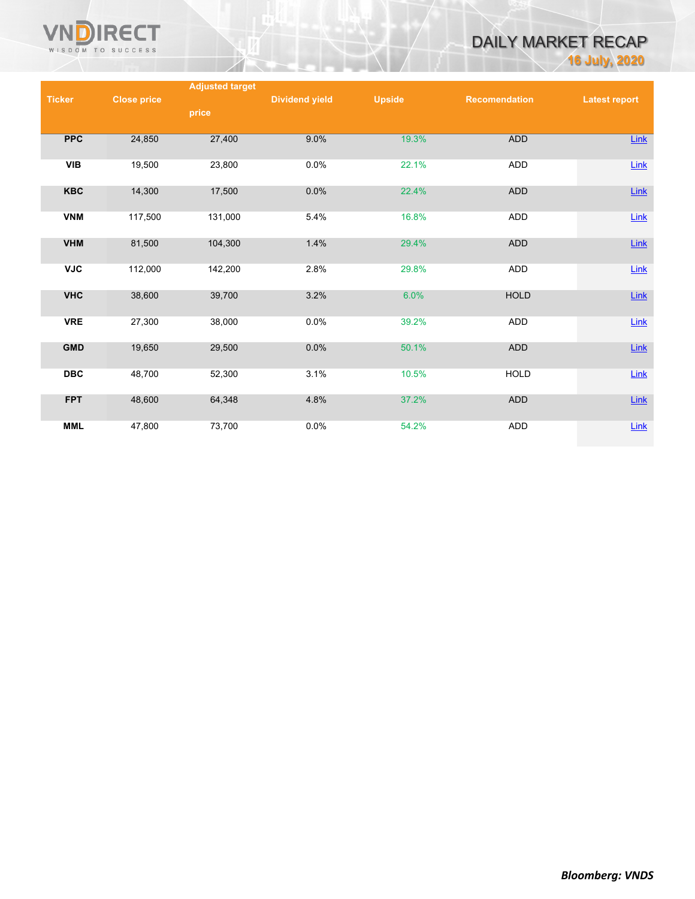| Ticker | Close price | Adjusted target price | Dividend yield | Upside | Recomendation | Latest report |
|---|---|---|---|---|---|---|
| PPC | 24,850 | 27,400 | 9.0% | 19.3% | ADD | Link |
| VIB | 19,500 | 23,800 | 0.0% | 22.1% | ADD | Link |
| KBC | 14,300 | 17,500 | 0.0% | 22.4% | ADD | Link |
| VNM | 117,500 | 131,000 | 5.4% | 16.8% | ADD | Link |
| VHM | 81,500 | 104,300 | 1.4% | 29.4% | ADD | Link |
| VJC | 112,000 | 142,200 | 2.8% | 29.8% | ADD | Link |
| VHC | 38,600 | 39,700 | 3.2% | 6.0% | HOLD | Link |
| VRE | 27,300 | 38,000 | 0.0% | 39.2% | ADD | Link |
| GMD | 19,650 | 29,500 | 0.0% | 50.1% | ADD | Link |
| DBC | 48,700 | 52,300 | 3.1% | 10.5% | HOLD | Link |
| FPT | 48,600 | 64,348 | 4.8% | 37.2% | ADD | Link |
| MML | 47,800 | 73,700 | 0.0% | 54.2% | ADD | Link |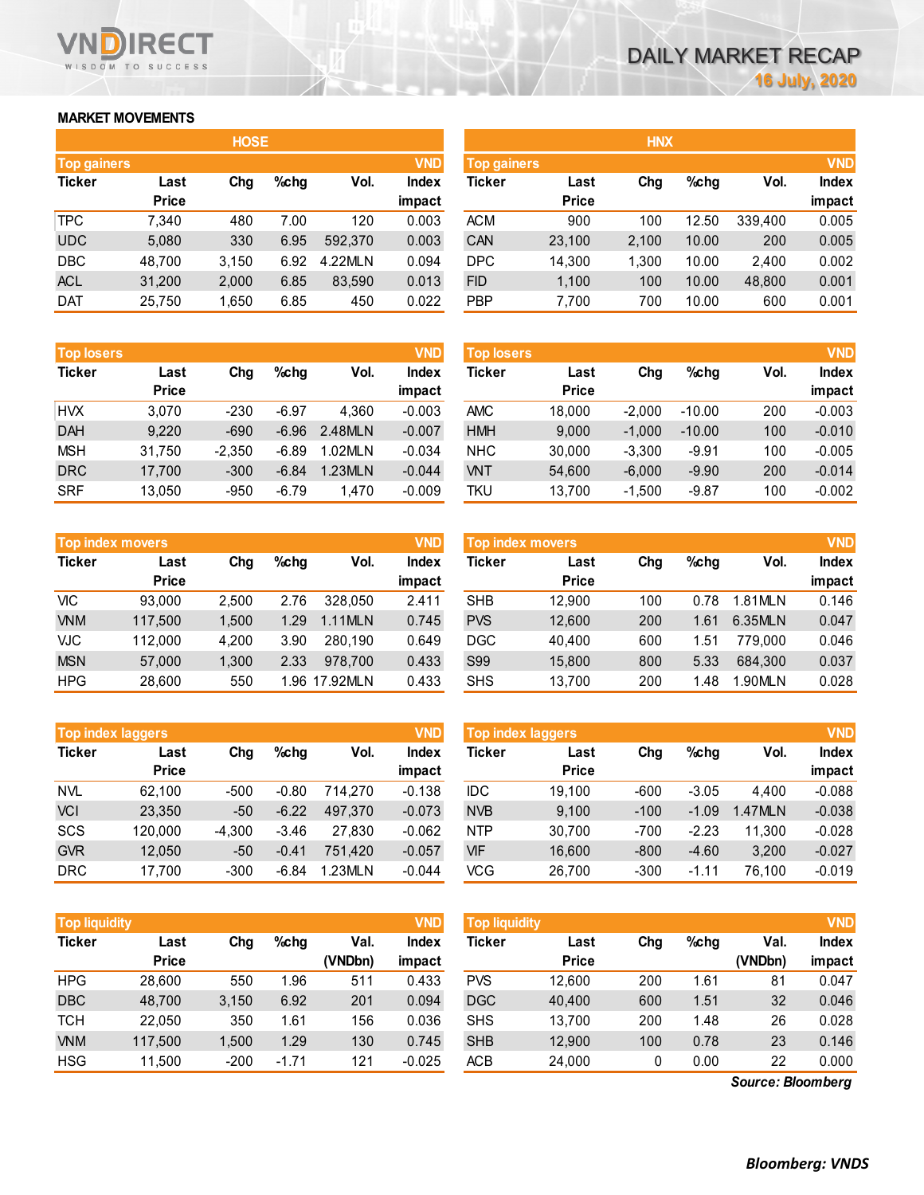VNDIRECT
WISDOM TO SUCCESS

# DAILY MARKET RECAP

16 July, 2020

## MARKET MOVEMENTS

### HOSE

**Top gainers** (VND)

| Ticker | Last Price | Chg | %chg | Vol. | Index impact |
|---|---|---|---|---|---|
| TPC | 7,340 | 480 | 7.00 | 120 | 0.003 |
| UDC | 5,080 | 330 | 6.95 | 592,370 | 0.003 |
| DBC | 48,700 | 3,150 | 6.92 | 4.22MLN | 0.094 |
| ACL | 31,200 | 2,000 | 6.85 | 83,590 | 0.013 |
| DAT | 25,750 | 1,650 | 6.85 | 450 | 0.022 |

**Top losers** (VND)

| Ticker | Last Price | Chg | %chg | Vol. | Index impact |
|---|---|---|---|---|---|
| HVX | 3,070 | -230 | -6.97 | 4,360 | -0.003 |
| DAH | 9,220 | -690 | -6.96 | 2.48MLN | -0.007 |
| MSH | 31,750 | -2,350 | -6.89 | 1.02MLN | -0.034 |
| DRC | 17,700 | -300 | -6.84 | 1.23MLN | -0.044 |
| SRF | 13,050 | -950 | -6.79 | 1,470 | -0.009 |

**Top index movers** (VND)

| Ticker | Last Price | Chg | %chg | Vol. | Index impact |
|---|---|---|---|---|---|
| VIC | 93,000 | 2,500 | 2.76 | 328,050 | 2.411 |
| VNM | 117,500 | 1,500 | 1.29 | 1.11MLN | 0.745 |
| VJC | 112,000 | 4,200 | 3.90 | 280,190 | 0.649 |
| MSN | 57,000 | 1,300 | 2.33 | 978,700 | 0.433 |
| HPG | 28,600 | 550 | 1.96 | 17.92MLN | 0.433 |

**Top index laggers** (VND)

| Ticker | Last Price | Chg | %chg | Vol. | Index impact |
|---|---|---|---|---|---|
| NVL | 62,100 | -500 | -0.80 | 714,270 | -0.138 |
| VCI | 23,350 | -50 | -6.22 | 497,370 | -0.073 |
| SCS | 120,000 | -4,300 | -3.46 | 27,830 | -0.062 |
| GVR | 12,050 | -50 | -0.41 | 751,420 | -0.057 |
| DRC | 17,700 | -300 | -6.84 | 1.23MLN | -0.044 |

**Top liquidity** (VND)

| Ticker | Last Price | Chg | %chg | Val. (VNDbn) | Index impact |
|---|---|---|---|---|---|
| HPG | 28,600 | 550 | 1.96 | 511 | 0.433 |
| DBC | 48,700 | 3,150 | 6.92 | 201 | 0.094 |
| TCH | 22,050 | 350 | 1.61 | 156 | 0.036 |
| VNM | 117,500 | 1,500 | 1.29 | 130 | 0.745 |
| HSG | 11,500 | -200 | -1.71 | 121 | -0.025 |

### HNX

**Top gainers** (VND)

| Ticker | Last Price | Chg | %chg | Vol. | Index impact |
|---|---|---|---|---|---|
| ACM | 900 | 100 | 12.50 | 339,400 | 0.005 |
| CAN | 23,100 | 2,100 | 10.00 | 200 | 0.005 |
| DPC | 14,300 | 1,300 | 10.00 | 2,400 | 0.002 |
| FID | 1,100 | 100 | 10.00 | 48,800 | 0.001 |
| PBP | 7,700 | 700 | 10.00 | 600 | 0.001 |

**Top losers** (VND)

| Ticker | Last Price | Chg | %chg | Vol. | Index impact |
|---|---|---|---|---|---|
| AMC | 18,000 | -2,000 | -10.00 | 200 | -0.003 |
| HMH | 9,000 | -1,000 | -10.00 | 100 | -0.010 |
| NHC | 30,000 | -3,300 | -9.91 | 100 | -0.005 |
| VNT | 54,600 | -6,000 | -9.90 | 200 | -0.014 |
| TKU | 13,700 | -1,500 | -9.87 | 100 | -0.002 |

**Top index movers** (VND)

| Ticker | Last Price | Chg | %chg | Vol. | Index impact |
|---|---|---|---|---|---|
| SHB | 12,900 | 100 | 0.78 | 1.81MLN | 0.146 |
| PVS | 12,600 | 200 | 1.61 | 6.35MLN | 0.047 |
| DGC | 40,400 | 600 | 1.51 | 779,000 | 0.046 |
| S99 | 15,800 | 800 | 5.33 | 684,300 | 0.037 |
| SHS | 13,700 | 200 | 1.48 | 1.90MLN | 0.028 |

**Top index laggers** (VND)

| Ticker | Last Price | Chg | %chg | Vol. | Index impact |
|---|---|---|---|---|---|
| IDC | 19,100 | -600 | -3.05 | 4,400 | -0.088 |
| NVB | 9,100 | -100 | -1.09 | 1.47MLN | -0.038 |
| NTP | 30,700 | -700 | -2.23 | 11,300 | -0.028 |
| VIF | 16,600 | -800 | -4.60 | 3,200 | -0.027 |
| VCG | 26,700 | -300 | -1.11 | 76,100 | -0.019 |

**Top liquidity** (VND)

| Ticker | Last Price | Chg | %chg | Val. (VNDbn) | Index impact |
|---|---|---|---|---|---|
| PVS | 12,600 | 200 | 1.61 | 81 | 0.047 |
| DGC | 40,400 | 600 | 1.51 | 32 | 0.046 |
| SHS | 13,700 | 200 | 1.48 | 26 | 0.028 |
| SHB | 12,900 | 100 | 0.78 | 23 | 0.146 |
| ACB | 24,000 | 0 | 0.00 | 22 | 0.000 |

*Source: Bloomberg*

***Bloomberg: VNDS***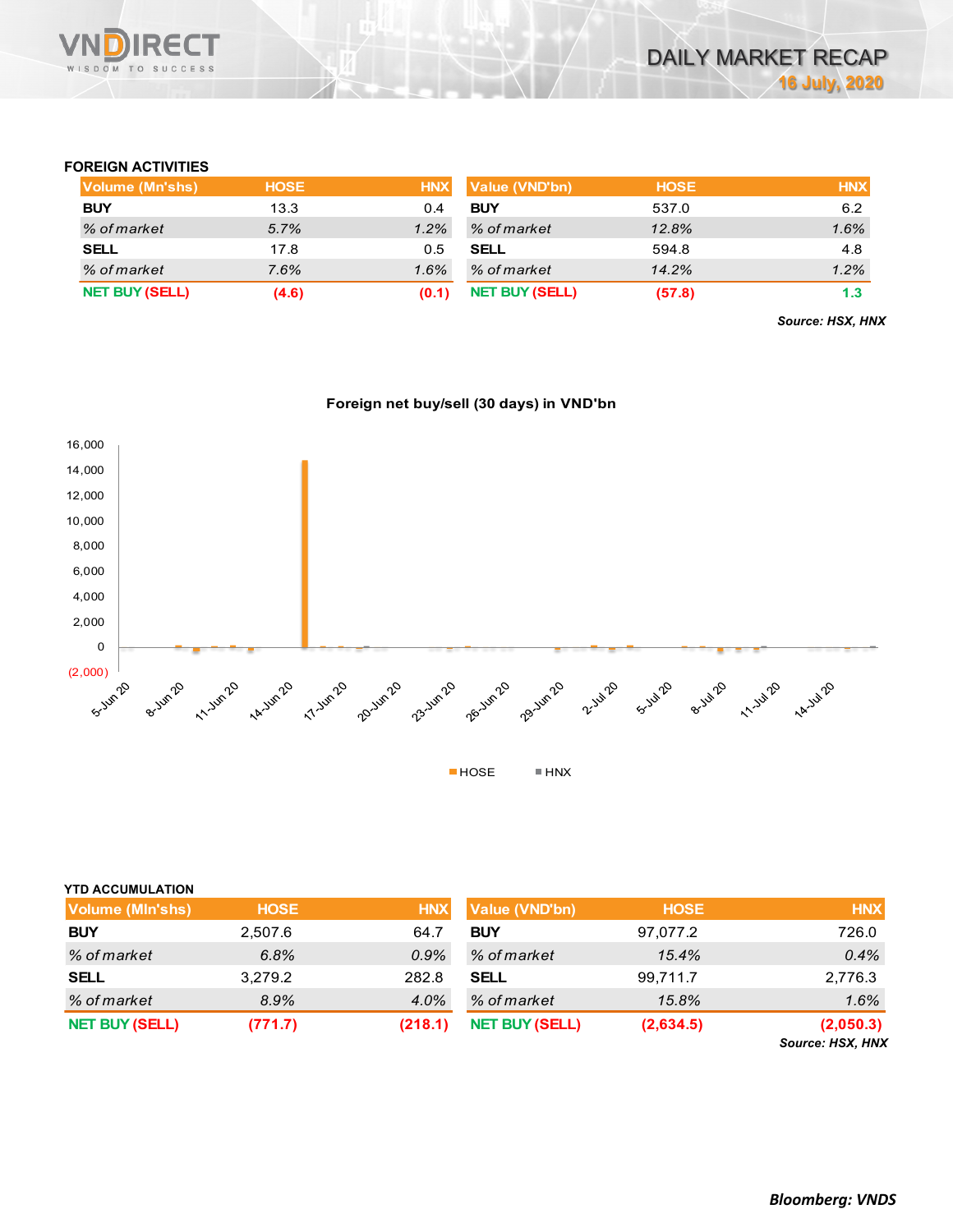## FOREIGN ACTIVITIES

| Volume (Mn'shs) | HOSE | HNX |
|---|---|---|
| BUY | 13.3 | 0.4 |
| *% of market* | *5.7%* | *1.2%* |
| SELL | 17.8 | 0.5 |
| *% of market* | *7.6%* | *1.6%* |
| NET BUY (SELL) | (4.6) | (0.1) |

| Value (VND'bn) | HOSE | HNX |
|---|---|---|
| BUY | 537.0 | 6.2 |
| *% of market* | *12.8%* | *1.6%* |
| SELL | 594.8 | 4.8 |
| *% of market* | *14.2%* | *1.2%* |
| NET BUY (SELL) | (57.8) | 1.3 |

***Source: HSX, HNX***

**Foreign net buy/sell (30 days) in VND'bn**

HOSE | HNX

## YTD ACCUMULATION

| Volume (Mln'shs) | HOSE | HNX |
|---|---|---|
| BUY | 2,507.6 | 64.7 |
| *% of market* | *6.8%* | *0.9%* |
| SELL | 3,279.2 | 282.8 |
| *% of market* | *8.9%* | *4.0%* |
| NET BUY (SELL) | (771.7) | (218.1) |

| Value (VND'bn) | HOSE | HNX |
|---|---|---|
| BUY | 97,077.2 | 726.0 |
| *% of market* | *15.4%* | *0.4%* |
| SELL | 99,711.7 | 2,776.3 |
| *% of market* | *15.8%* | *1.6%* |
| NET BUY (SELL) | (2,634.5) | (2,050.3) |

***Source: HSX, HNX***

***Bloomberg: VNDS***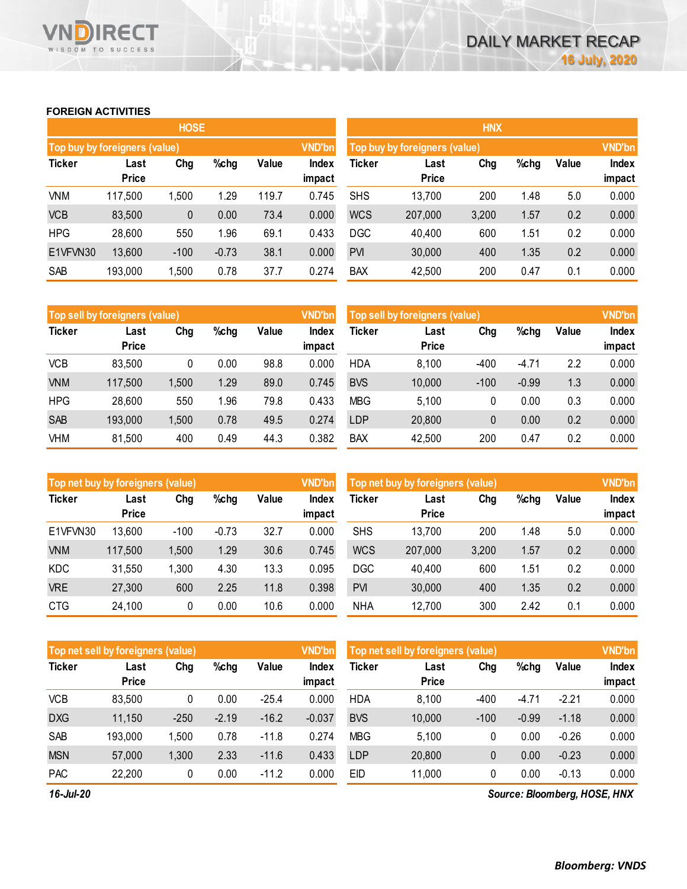## FOREIGN ACTIVITIES

### HOSE

| Top buy by foreigners (value) | | | | | VND'bn |
|---|---|---|---|---|---|
| Ticker | Last Price | Chg | %chg | Value | Index impact |
| VNM | 117,500 | 1,500 | 1.29 | 119.7 | 0.745 |
| VCB | 83,500 | 0 | 0.00 | 73.4 | 0.000 |
| HPG | 28,600 | 550 | 1.96 | 69.1 | 0.433 |
| E1VFVN30 | 13,600 | -100 | -0.73 | 38.1 | 0.000 |
| SAB | 193,000 | 1,500 | 0.78 | 37.7 | 0.274 |

| Top sell by foreigners (value) | | | | | VND'bn |
|---|---|---|---|---|---|
| Ticker | Last Price | Chg | %chg | Value | Index impact |
| VCB | 83,500 | 0 | 0.00 | 98.8 | 0.000 |
| VNM | 117,500 | 1,500 | 1.29 | 89.0 | 0.745 |
| HPG | 28,600 | 550 | 1.96 | 79.8 | 0.433 |
| SAB | 193,000 | 1,500 | 0.78 | 49.5 | 0.274 |
| VHM | 81,500 | 400 | 0.49 | 44.3 | 0.382 |

| Top net buy by foreigners (value) | | | | | VND'bn |
|---|---|---|---|---|---|
| Ticker | Last Price | Chg | %chg | Value | Index impact |
| E1VFVN30 | 13,600 | -100 | -0.73 | 32.7 | 0.000 |
| VNM | 117,500 | 1,500 | 1.29 | 30.6 | 0.745 |
| KDC | 31,550 | 1,300 | 4.30 | 13.3 | 0.095 |
| VRE | 27,300 | 600 | 2.25 | 11.8 | 0.398 |
| CTG | 24,100 | 0 | 0.00 | 10.6 | 0.000 |

| Top net sell by foreigners (value) | | | | | VND'bn |
|---|---|---|---|---|---|
| Ticker | Last Price | Chg | %chg | Value | Index impact |
| VCB | 83,500 | 0 | 0.00 | -25.4 | 0.000 |
| DXG | 11,150 | -250 | -2.19 | -16.2 | -0.037 |
| SAB | 193,000 | 1,500 | 0.78 | -11.8 | 0.274 |
| MSN | 57,000 | 1,300 | 2.33 | -11.6 | 0.433 |
| PAC | 22,200 | 0 | 0.00 | -11.2 | 0.000 |

### HNX

| Top buy by foreigners (value) | | | | | VND'bn |
|---|---|---|---|---|---|
| Ticker | Last Price | Chg | %chg | Value | Index impact |
| SHS | 13,700 | 200 | 1.48 | 5.0 | 0.000 |
| WCS | 207,000 | 3,200 | 1.57 | 0.2 | 0.000 |
| DGC | 40,400 | 600 | 1.51 | 0.2 | 0.000 |
| PVI | 30,000 | 400 | 1.35 | 0.2 | 0.000 |
| BAX | 42,500 | 200 | 0.47 | 0.1 | 0.000 |

| Top sell by foreigners (value) | | | | | VND'bn |
|---|---|---|---|---|---|
| Ticker | Last Price | Chg | %chg | Value | Index impact |
| HDA | 8,100 | -400 | -4.71 | 2.2 | 0.000 |
| BVS | 10,000 | -100 | -0.99 | 1.3 | 0.000 |
| MBG | 5,100 | 0 | 0.00 | 0.3 | 0.000 |
| LDP | 20,800 | 0 | 0.00 | 0.2 | 0.000 |
| BAX | 42,500 | 200 | 0.47 | 0.2 | 0.000 |

| Top net buy by foreigners (value) | | | | | VND'bn |
|---|---|---|---|---|---|
| Ticker | Last Price | Chg | %chg | Value | Index impact |
| SHS | 13,700 | 200 | 1.48 | 5.0 | 0.000 |
| WCS | 207,000 | 3,200 | 1.57 | 0.2 | 0.000 |
| DGC | 40,400 | 600 | 1.51 | 0.2 | 0.000 |
| PVI | 30,000 | 400 | 1.35 | 0.2 | 0.000 |
| NHA | 12,700 | 300 | 2.42 | 0.1 | 0.000 |

| Top net sell by foreigners (value) | | | | | VND'bn |
|---|---|---|---|---|---|
| Ticker | Last Price | Chg | %chg | Value | Index impact |
| HDA | 8,100 | -400 | -4.71 | -2.21 | 0.000 |
| BVS | 10,000 | -100 | -0.99 | -1.18 | 0.000 |
| MBG | 5,100 | 0 | 0.00 | -0.26 | 0.000 |
| LDP | 20,800 | 0 | 0.00 | -0.23 | 0.000 |
| EID | 11,000 | 0 | 0.00 | -0.13 | 0.000 |

*16-Jul-20*

***Source: Bloomberg, HOSE, HNX***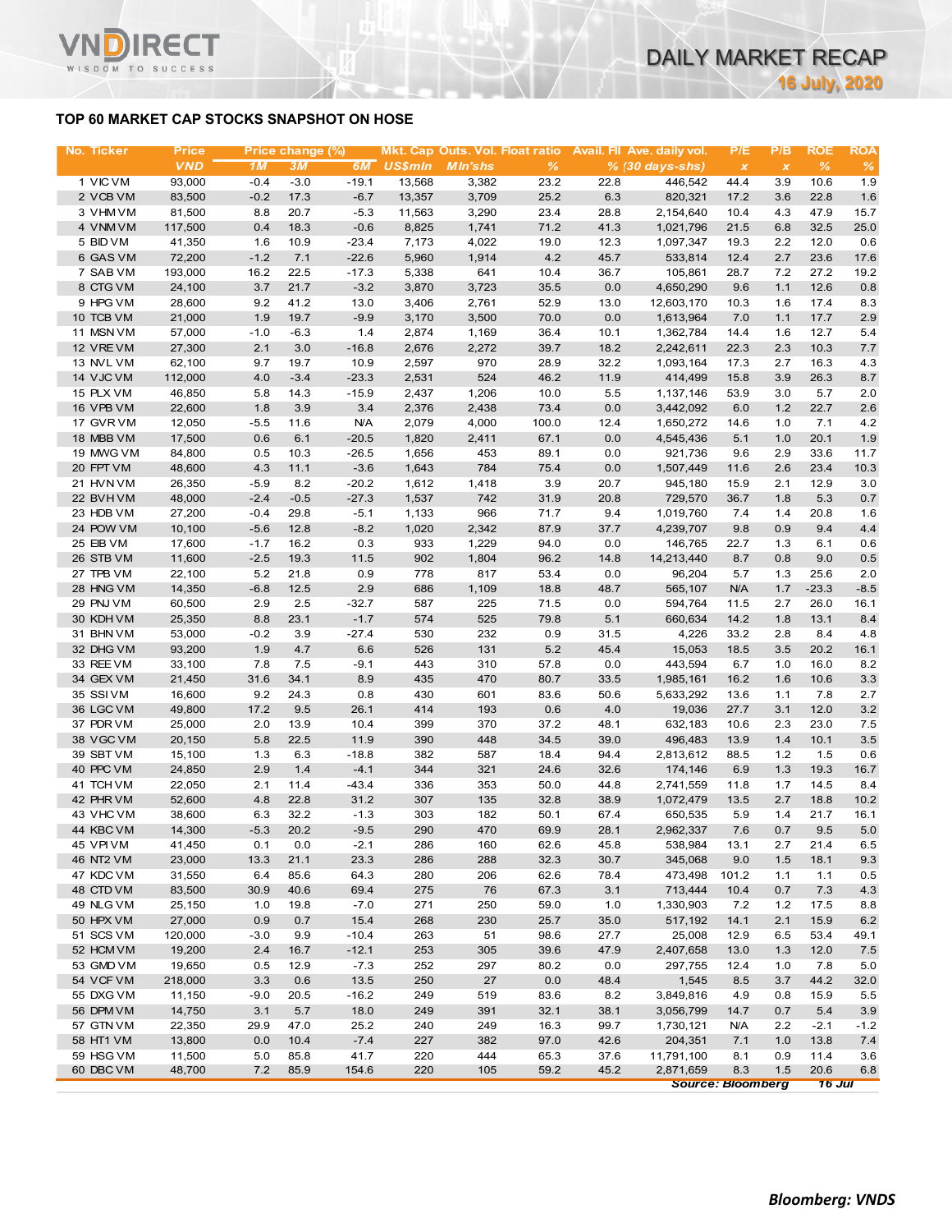## TOP 60 MARKET CAP STOCKS SNAPSHOT ON HOSE

| No. | Ticker | Price | Price change (%) | | | Mkt. Cap | Outs. Vol. | Float ratio | Avail. FII | Ave. daily vol. | P/E | P/B | ROE | ROA |
|---|---|---|---|---|---|---|---|---|---|---|---|---|---|---|
| | | VND | 1M | 3M | 6M | US$mln | Mln'shs | % | % | (30 days-shs) | x | x | % | % |
| 1 | VIC VM | 93,000 | -0.4 | -3.0 | -19.1 | 13,568 | 3,382 | 23.2 | 22.8 | 446,542 | 44.4 | 3.9 | 10.6 | 1.9 |
| 2 | VCB VM | 83,500 | -0.2 | 17.3 | -6.7 | 13,357 | 3,709 | 25.2 | 6.3 | 820,321 | 17.2 | 3.6 | 22.8 | 1.6 |
| 3 | VHM VM | 81,500 | 8.8 | 20.7 | -5.3 | 11,563 | 3,290 | 23.4 | 28.8 | 2,154,640 | 10.4 | 4.3 | 47.9 | 15.7 |
| 4 | VNM VM | 117,500 | 0.4 | 18.3 | -0.6 | 8,825 | 1,741 | 71.2 | 41.3 | 1,021,796 | 21.5 | 6.8 | 32.5 | 25.0 |
| 5 | BID VM | 41,350 | 1.6 | 10.9 | -23.4 | 7,173 | 4,022 | 19.0 | 12.3 | 1,097,347 | 19.3 | 2.2 | 12.0 | 0.6 |
| 6 | GAS VM | 72,200 | -1.2 | 7.1 | -22.6 | 5,960 | 1,914 | 4.2 | 45.7 | 533,814 | 12.4 | 2.7 | 23.6 | 17.6 |
| 7 | SAB VM | 193,000 | 16.2 | 22.5 | -17.3 | 5,338 | 641 | 10.4 | 36.7 | 105,861 | 28.7 | 7.2 | 27.2 | 19.2 |
| 8 | CTG VM | 24,100 | 3.7 | 21.7 | -3.2 | 3,870 | 3,723 | 35.5 | 0.0 | 4,650,290 | 9.6 | 1.1 | 12.6 | 0.8 |
| 9 | HPG VM | 28,600 | 9.2 | 41.2 | 13.0 | 3,406 | 2,761 | 52.9 | 13.0 | 12,603,170 | 10.3 | 1.6 | 17.4 | 8.3 |
| 10 | TCB VM | 21,000 | 1.9 | 19.7 | -9.9 | 3,170 | 3,500 | 70.0 | 0.0 | 1,613,964 | 7.0 | 1.1 | 17.7 | 2.9 |
| 11 | MSN VM | 57,000 | -1.0 | -6.3 | 1.4 | 2,874 | 1,169 | 36.4 | 10.1 | 1,362,784 | 14.4 | 1.6 | 12.7 | 5.4 |
| 12 | VRE VM | 27,300 | 2.1 | 3.0 | -16.8 | 2,676 | 2,272 | 39.7 | 18.2 | 2,242,611 | 22.3 | 2.3 | 10.3 | 7.7 |
| 13 | NVL VM | 62,100 | 9.7 | 19.7 | 10.9 | 2,597 | 970 | 28.9 | 32.2 | 1,093,164 | 17.3 | 2.7 | 16.3 | 4.3 |
| 14 | VJC VM | 112,000 | 4.0 | -3.4 | -23.3 | 2,531 | 524 | 46.2 | 11.9 | 414,499 | 15.8 | 3.9 | 26.3 | 8.7 |
| 15 | PLX VM | 46,850 | 5.8 | 14.3 | -15.9 | 2,437 | 1,206 | 10.0 | 5.5 | 1,137,146 | 53.9 | 3.0 | 5.7 | 2.0 |
| 16 | VPB VM | 22,600 | 1.8 | 3.9 | 3.4 | 2,376 | 2,438 | 73.4 | 0.0 | 3,442,092 | 6.0 | 1.2 | 22.7 | 2.6 |
| 17 | GVR VM | 12,050 | -5.5 | 11.6 | N/A | 2,079 | 4,000 | 100.0 | 12.4 | 1,650,272 | 14.6 | 1.0 | 7.1 | 4.2 |
| 18 | MBB VM | 17,500 | 0.6 | 6.1 | -20.5 | 1,820 | 2,411 | 67.1 | 0.0 | 4,545,436 | 5.1 | 1.0 | 20.1 | 1.9 |
| 19 | MWG VM | 84,800 | 0.5 | 10.3 | -26.5 | 1,656 | 453 | 89.1 | 0.0 | 921,736 | 9.6 | 2.9 | 33.6 | 11.7 |
| 20 | FPT VM | 48,600 | 4.3 | 11.1 | -3.6 | 1,643 | 784 | 75.4 | 0.0 | 1,507,449 | 11.6 | 2.6 | 23.4 | 10.3 |
| 21 | HVN VM | 26,350 | -5.9 | 8.2 | -20.2 | 1,612 | 1,418 | 3.9 | 20.7 | 945,180 | 15.9 | 2.1 | 12.9 | 3.0 |
| 22 | BVH VM | 48,000 | -2.4 | -0.5 | -27.3 | 1,537 | 742 | 31.9 | 20.8 | 729,570 | 36.7 | 1.8 | 5.3 | 0.7 |
| 23 | HDB VM | 27,200 | -0.4 | 29.8 | -5.1 | 1,133 | 966 | 71.7 | 9.4 | 1,019,760 | 7.4 | 1.4 | 20.8 | 1.6 |
| 24 | POW VM | 10,100 | -5.6 | 12.8 | -8.2 | 1,020 | 2,342 | 87.9 | 37.7 | 4,239,707 | 9.8 | 0.9 | 9.4 | 4.4 |
| 25 | EIB VM | 17,600 | -1.7 | 16.2 | 0.3 | 933 | 1,229 | 94.0 | 0.0 | 146,765 | 22.7 | 1.3 | 6.1 | 0.6 |
| 26 | STB VM | 11,600 | -2.5 | 19.3 | 11.5 | 902 | 1,804 | 96.2 | 14.8 | 14,213,440 | 8.7 | 0.8 | 9.0 | 0.5 |
| 27 | TPB VM | 22,100 | 5.2 | 21.8 | 0.9 | 778 | 817 | 53.4 | 0.0 | 96,204 | 5.7 | 1.3 | 25.6 | 2.0 |
| 28 | HNG VM | 14,350 | -6.8 | 12.5 | 2.9 | 686 | 1,109 | 18.8 | 48.7 | 565,107 | N/A | 1.7 | -23.3 | -8.5 |
| 29 | PNJ VM | 60,500 | 2.9 | 2.5 | -32.7 | 587 | 225 | 71.5 | 0.0 | 594,764 | 11.5 | 2.7 | 26.0 | 16.1 |
| 30 | KDH VM | 25,350 | 8.8 | 23.1 | -1.7 | 574 | 525 | 79.8 | 5.1 | 660,634 | 14.2 | 1.8 | 13.1 | 8.4 |
| 31 | BHN VM | 53,000 | -0.2 | 3.9 | -27.4 | 530 | 232 | 0.9 | 31.5 | 4,226 | 33.2 | 2.8 | 8.4 | 4.8 |
| 32 | DHG VM | 93,200 | 1.9 | 4.7 | 6.6 | 526 | 131 | 5.2 | 45.4 | 15,053 | 18.5 | 3.5 | 20.2 | 16.1 |
| 33 | REE VM | 33,100 | 7.8 | 7.5 | -9.1 | 443 | 310 | 57.8 | 0.0 | 443,594 | 6.7 | 1.0 | 16.0 | 8.2 |
| 34 | GEX VM | 21,450 | 31.6 | 34.1 | 8.9 | 435 | 470 | 80.7 | 33.5 | 1,985,161 | 16.2 | 1.6 | 10.6 | 3.3 |
| 35 | SSI VM | 16,600 | 9.2 | 24.3 | 0.8 | 430 | 601 | 83.6 | 50.6 | 5,633,292 | 13.6 | 1.1 | 7.8 | 2.7 |
| 36 | LGC VM | 49,800 | 17.2 | 9.5 | 26.1 | 414 | 193 | 0.6 | 4.0 | 19,036 | 27.7 | 3.1 | 12.0 | 3.2 |
| 37 | PDR VM | 25,000 | 2.0 | 13.9 | 10.4 | 399 | 370 | 37.2 | 48.1 | 632,183 | 10.6 | 2.3 | 23.0 | 7.5 |
| 38 | VGC VM | 20,150 | 5.8 | 22.5 | 11.9 | 390 | 448 | 34.5 | 39.0 | 496,483 | 13.9 | 1.4 | 10.1 | 3.5 |
| 39 | SBT VM | 15,100 | 1.3 | 6.3 | -18.8 | 382 | 587 | 18.4 | 94.4 | 2,813,612 | 88.5 | 1.2 | 1.5 | 0.6 |
| 40 | PPC VM | 24,850 | 2.9 | 1.4 | -4.1 | 344 | 321 | 24.6 | 32.6 | 174,146 | 6.9 | 1.3 | 19.3 | 16.7 |
| 41 | TCH VM | 22,050 | 2.1 | 11.4 | -43.4 | 336 | 353 | 50.0 | 44.8 | 2,741,559 | 11.8 | 1.7 | 14.5 | 8.4 |
| 42 | PHR VM | 52,600 | 4.8 | 22.8 | 31.2 | 307 | 135 | 32.8 | 38.9 | 1,072,479 | 13.5 | 2.7 | 18.8 | 10.2 |
| 43 | VHC VM | 38,600 | 6.3 | 32.2 | -1.3 | 303 | 182 | 50.1 | 67.4 | 650,535 | 5.9 | 1.4 | 21.7 | 16.1 |
| 44 | KBC VM | 14,300 | -5.3 | 20.2 | -9.5 | 290 | 470 | 69.9 | 28.1 | 2,962,337 | 7.6 | 0.7 | 9.5 | 5.0 |
| 45 | VPI VM | 41,450 | 0.1 | 0.0 | -2.1 | 286 | 160 | 62.6 | 45.8 | 538,984 | 13.1 | 2.7 | 21.4 | 6.5 |
| 46 | NT2 VM | 23,000 | 13.3 | 21.1 | 23.3 | 286 | 288 | 32.3 | 30.7 | 345,068 | 9.0 | 1.5 | 18.1 | 9.3 |
| 47 | KDC VM | 31,550 | 6.4 | 85.6 | 64.3 | 280 | 206 | 62.6 | 78.4 | 473,498 | 101.2 | 1.1 | 1.1 | 0.5 |
| 48 | CTD VM | 83,500 | 30.9 | 40.6 | 69.4 | 275 | 76 | 67.3 | 3.1 | 713,444 | 10.4 | 0.7 | 7.3 | 4.3 |
| 49 | NLG VM | 25,150 | 1.0 | 19.8 | -7.0 | 271 | 250 | 59.0 | 1.0 | 1,330,903 | 7.2 | 1.2 | 17.5 | 8.8 |
| 50 | HPX VM | 27,000 | 0.9 | 0.7 | 15.4 | 268 | 230 | 25.7 | 35.0 | 517,192 | 14.1 | 2.1 | 15.9 | 6.2 |
| 51 | SCS VM | 120,000 | -3.0 | 9.9 | -10.4 | 263 | 51 | 98.6 | 27.7 | 25,008 | 12.9 | 6.5 | 53.4 | 49.1 |
| 52 | HCM VM | 19,200 | 2.4 | 16.7 | -12.1 | 253 | 305 | 39.6 | 47.9 | 2,407,658 | 13.0 | 1.3 | 12.0 | 7.5 |
| 53 | GMD VM | 19,650 | 0.5 | 12.9 | -7.3 | 252 | 297 | 80.2 | 0.0 | 297,755 | 12.4 | 1.0 | 7.8 | 5.0 |
| 54 | VCF VM | 218,000 | 3.3 | 0.6 | 13.5 | 250 | 27 | 0.0 | 48.4 | 1,545 | 8.5 | 3.7 | 44.2 | 32.0 |
| 55 | DXG VM | 11,150 | -9.0 | 20.5 | -16.2 | 249 | 519 | 83.6 | 8.2 | 3,849,816 | 4.9 | 0.8 | 15.9 | 5.5 |
| 56 | DPM VM | 14,750 | 3.1 | 5.7 | 18.0 | 249 | 391 | 32.1 | 38.1 | 3,056,799 | 14.7 | 0.7 | 5.4 | 3.9 |
| 57 | GTN VM | 22,350 | 29.9 | 47.0 | 25.2 | 240 | 249 | 16.3 | 99.7 | 1,730,121 | N/A | 2.2 | -2.1 | -1.2 |
| 58 | HT1 VM | 13,800 | 0.0 | 10.4 | -7.4 | 227 | 382 | 97.0 | 42.6 | 204,351 | 7.1 | 1.0 | 13.8 | 7.4 |
| 59 | HSG VM | 11,500 | 5.0 | 85.8 | 41.7 | 220 | 444 | 65.3 | 37.6 | 11,791,100 | 8.1 | 0.9 | 11.4 | 3.6 |
| 60 | DBC VM | 48,700 | 7.2 | 85.9 | 154.6 | 220 | 105 | 59.2 | 45.2 | 2,871,659 | 8.3 | 1.5 | 20.6 | 6.8 |

*Source: Bloomberg* 16 Jul

**Bloomberg: VNDS**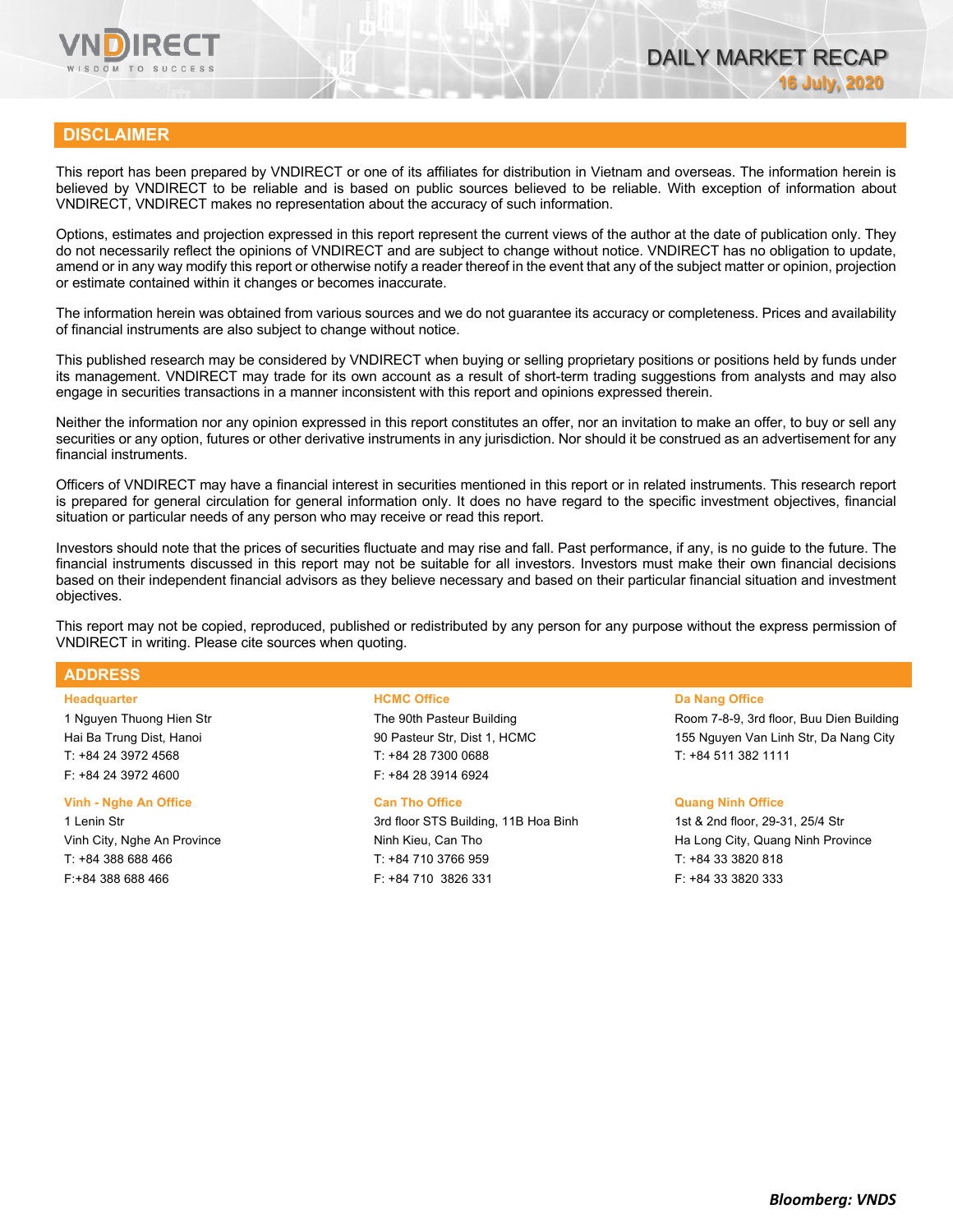## DISCLAIMER

This report has been prepared by VNDIRECT or one of its affiliates for distribution in Vietnam and overseas. The information herein is believed by VNDIRECT to be reliable and is based on public sources believed to be reliable. With exception of information about VNDIRECT, VNDIRECT makes no representation about the accuracy of such information.

Options, estimates and projection expressed in this report represent the current views of the author at the date of publication only. They do not necessarily reflect the opinions of VNDIRECT and are subject to change without notice. VNDIRECT has no obligation to update, amend or in any way modify this report or otherwise notify a reader thereof in the event that any of the subject matter or opinion, projection or estimate contained within it changes or becomes inaccurate.

The information herein was obtained from various sources and we do not guarantee its accuracy or completeness. Prices and availability of financial instruments are also subject to change without notice.

This published research may be considered by VNDIRECT when buying or selling proprietary positions or positions held by funds under its management. VNDIRECT may trade for its own account as a result of short-term trading suggestions from analysts and may also engage in securities transactions in a manner inconsistent with this report and opinions expressed therein.

Neither the information nor any opinion expressed in this report constitutes an offer, nor an invitation to make an offer, to buy or sell any securities or any option, futures or other derivative instruments in any jurisdiction. Nor should it be construed as an advertisement for any financial instruments.

Officers of VNDIRECT may have a financial interest in securities mentioned in this report or in related instruments. This research report is prepared for general circulation for general information only. It does no have regard to the specific investment objectives, financial situation or particular needs of any person who may receive or read this report.

Investors should note that the prices of securities fluctuate and may rise and fall. Past performance, if any, is no guide to the future. The financial instruments discussed in this report may not be suitable for all investors. Investors must make their own financial decisions based on their independent financial advisors as they believe necessary and based on their particular financial situation and investment objectives.

This report may not be copied, reproduced, published or redistributed by any person for any purpose without the express permission of VNDIRECT in writing. Please cite sources when quoting.

## ADDRESS

**Headquarter**
1 Nguyen Thuong Hien Str
Hai Ba Trung Dist, Hanoi
T: +84 24 3972 4568
F: +84 24 3972 4600

**HCMC Office**
The 90th Pasteur Building
90 Pasteur Str, Dist 1, HCMC
T: +84 28 7300 0688
F: +84 28 3914 6924

**Da Nang Office**
Room 7-8-9, 3rd floor, Buu Dien Building
155 Nguyen Van Linh Str, Da Nang City
T: +84 511 382 1111

**Vinh - Nghe An Office**
1 Lenin Str
Vinh City, Nghe An Province
T: +84 388 688 466
F:+84 388 688 466

**Can Tho Office**
3rd floor STS Building, 11B Hoa Binh
Ninh Kieu, Can Tho
T: +84 710 3766 959
F: +84 710 3826 331

**Quang Ninh Office**
1st & 2nd floor, 29-31, 25/4 Str
Ha Long City, Quang Ninh Province
T: +84 33 3820 818
F: +84 33 3820 333

***Bloomberg: VNDS***